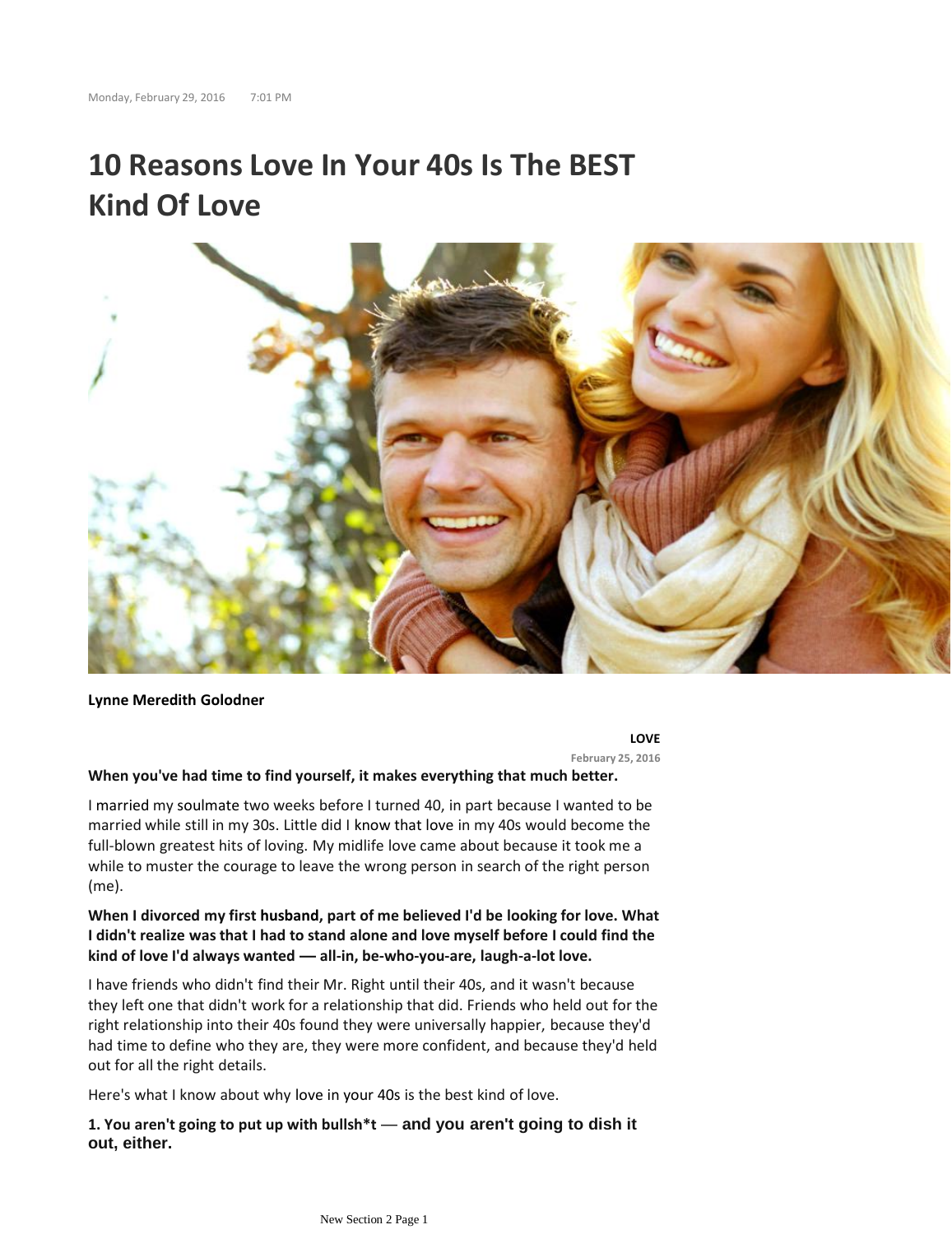Monday, February 29, 2016 7:01 PM

# 10 Reasons Love In Your 40s Is The BEST Kind Of Love

**Lynne Meredith Golodner**

**LOVE**

February 25, 2016

**When you've had time to find yourself, it makes everything that much better.**

I married my soulmate two weeks before I turned 40, in part because I wanted to be married while still in my 30s. Little did I know that love in my 40s would become the full-blown greatest hits of loving. My midlife love came about because it took me a while to muster the courage to leave the wrong person in search of the right person (me).

**When I divorced my first husband, part of me believed I'd be looking for love. What I didn't realize was that I had to stand alone and love myself before I could find the kind of love I'd always wanted — all-in, be-who-you-are, laugh-a-lot love.**

I have friends who didn't find their Mr. Right until their 40s, and it wasn't because they left one that didn't work for a relationship that did. Friends who held out for the right relationship into their 40s found they were universally happier, because they'd had time to define who they are, they were more confident, and because they'd held out for all the right details.

Here's what I know about why love in your 40s is the best kind of love.

**1. You aren't going to put up with bullsh*t — and you aren't going to dish it out, either.**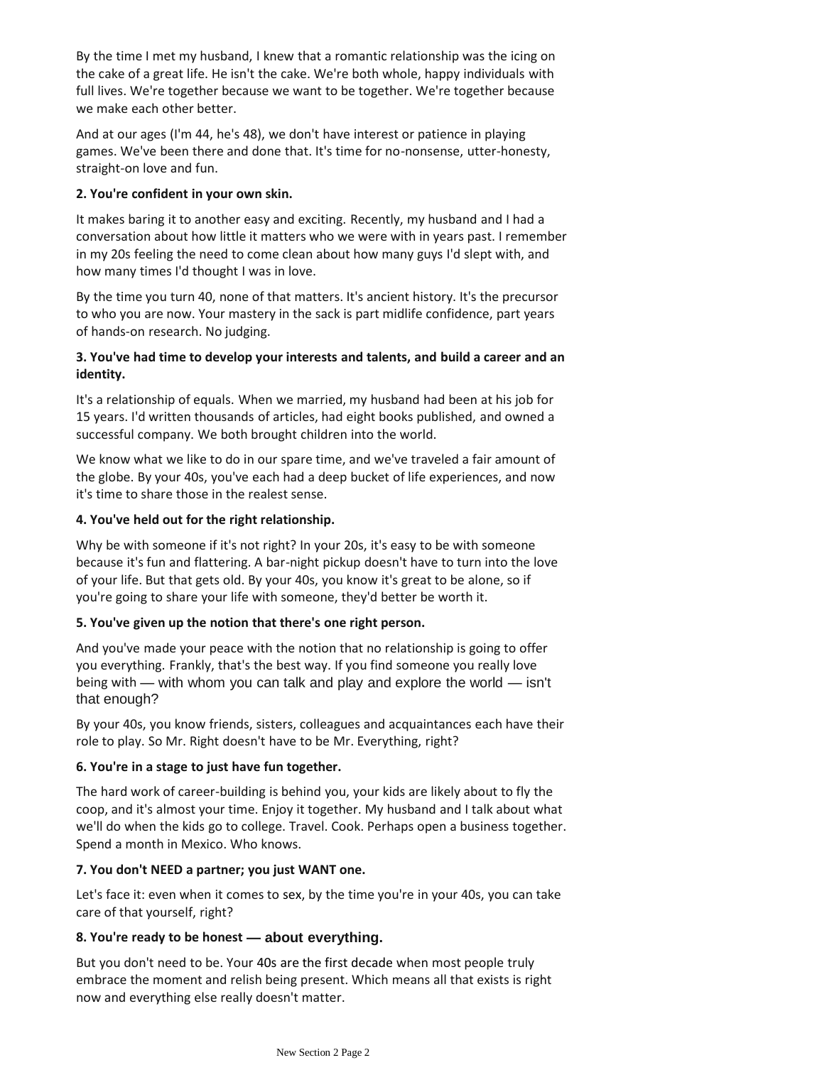By the time I met my husband, I knew that a romantic relationship was the icing on the cake of a great life. He isn't the cake. We're both whole, happy individuals with full lives. We're together because we want to be together. We're together because we make each other better.

And at our ages (I'm 44, he's 48), we don't have interest or patience in playing games. We've been there and done that. It's time for no-nonsense, utter-honesty, straight-on love and fun.

**2. You're confident in your own skin.**

It makes baring it to another easy and exciting. Recently, my husband and I had a conversation about how little it matters who we were with in years past. I remember in my 20s feeling the need to come clean about how many guys I'd slept with, and how many times I'd thought I was in love.

By the time you turn 40, none of that matters. It's ancient history. It's the precursor to who you are now. Your mastery in the sack is part midlife confidence, part years of hands-on research. No judging.

**3. You've had time to develop your interests and talents, and build a career and an identity.**

It's a relationship of equals. When we married, my husband had been at his job for 15 years. I'd written thousands of articles, had eight books published, and owned a successful company. We both brought children into the world.

We know what we like to do in our spare time, and we've traveled a fair amount of the globe. By your 40s, you've each had a deep bucket of life experiences, and now it's time to share those in the realest sense.

**4. You've held out for the right relationship.**

Why be with someone if it's not right? In your 20s, it's easy to be with someone because it's fun and flattering. A bar-night pickup doesn't have to turn into the love of your life. But that gets old. By your 40s, you know it's great to be alone, so if you're going to share your life with someone, they'd better be worth it.

**5. You've given up the notion that there's one right person.**

And you've made your peace with the notion that no relationship is going to offer you everything. Frankly, that's the best way. If you find someone you really love being with — with whom you can talk and play and explore the world — isn't that enough?

By your 40s, you know friends, sisters, colleagues and acquaintances each have their role to play. So Mr. Right doesn't have to be Mr. Everything, right?

**6. You're in a stage to just have fun together.**

The hard work of career-building is behind you, your kids are likely about to fly the coop, and it's almost your time. Enjoy it together. My husband and I talk about what we'll do when the kids go to college. Travel. Cook. Perhaps open a business together. Spend a month in Mexico. Who knows.

**7. You don't NEED a partner; you just WANT one.**

Let's face it: even when it comes to sex, by the time you're in your 40s, you can take care of that yourself, right?

**8. You're ready to be honest — about everything.**

But you don't need to be. Your 40s are the first decade when most people truly embrace the moment and relish being present. Which means all that exists is right now and everything else really doesn't matter.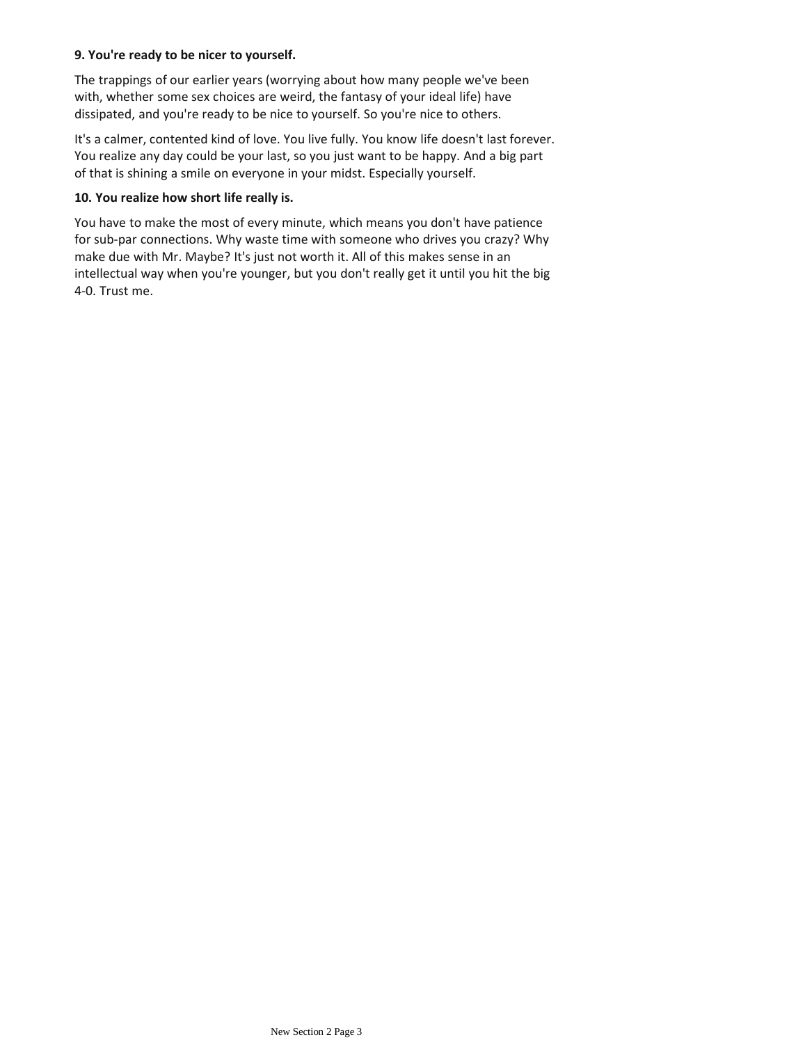**9. You're ready to be nicer to yourself.**

The trappings of our earlier years (worrying about how many people we've been with, whether some sex choices are weird, the fantasy of your ideal life) have dissipated, and you're ready to be nice to yourself. So you're nice to others.

It's a calmer, contented kind of love. You live fully. You know life doesn't last forever. You realize any day could be your last, so you just want to be happy. And a big part of that is shining a smile on everyone in your midst. Especially yourself.

**10. You realize how short life really is.**

You have to make the most of every minute, which means you don't have patience for sub-par connections. Why waste time with someone who drives you crazy? Why make due with Mr. Maybe? It's just not worth it. All of this makes sense in an intellectual way when you're younger, but you don't really get it until you hit the big 4-0. Trust me.